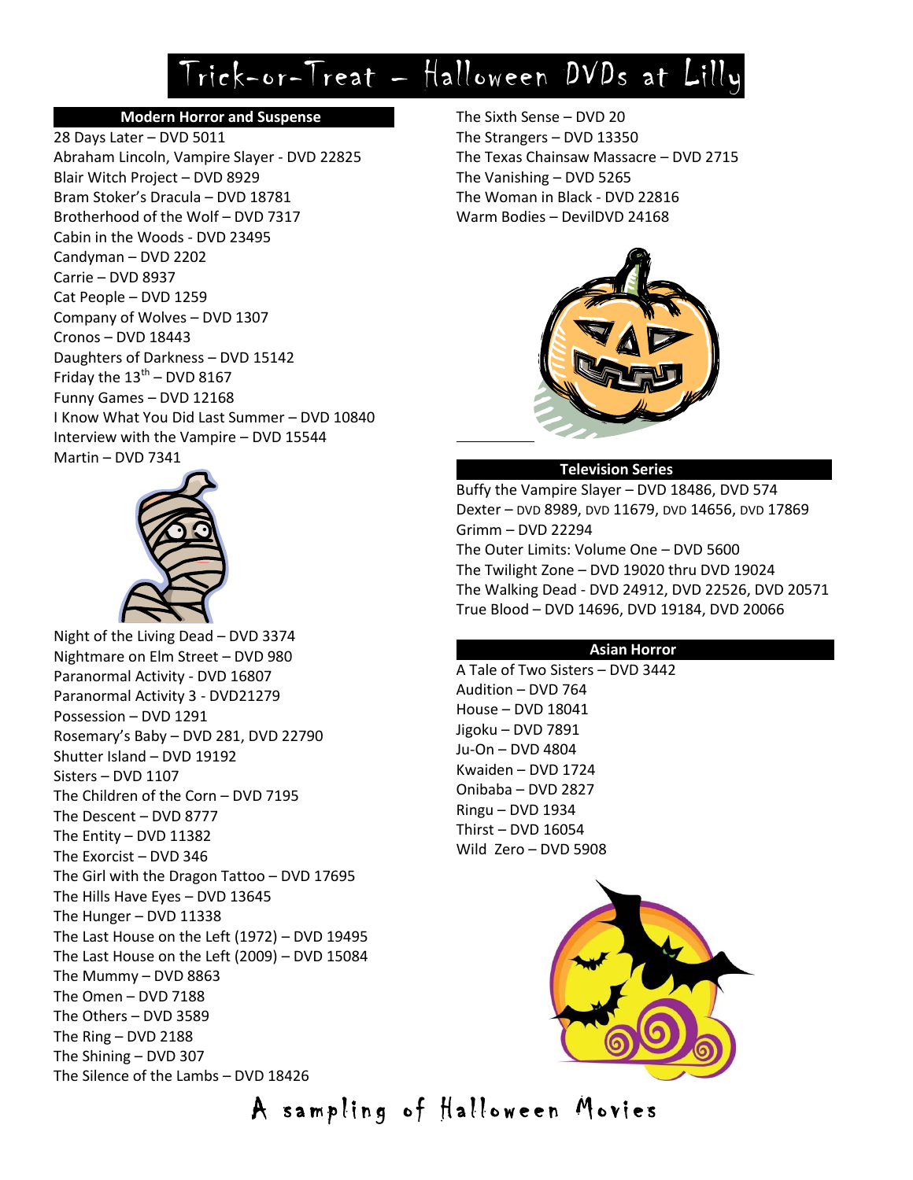# Trick-or-Treat – Halloween DVDs at Lilly

## Modern Horror and Suspense

28 Days Later – DVD 5011
Abraham Lincoln, Vampire Slayer - DVD 22825
Blair Witch Project – DVD 8929
Bram Stoker's Dracula – DVD 18781
Brotherhood of the Wolf – DVD 7317
Cabin in the Woods - DVD 23495
Candyman – DVD 2202
Carrie – DVD 8937
Cat People – DVD 1259
Company of Wolves – DVD 1307
Cronos – DVD 18443
Daughters of Darkness – DVD 15142
Friday the 13th – DVD 8167
Funny Games – DVD 12168
I Know What You Did Last Summer – DVD 10840
Interview with the Vampire – DVD 15544
Martin – DVD 7341
Night of the Living Dead – DVD 3374
Nightmare on Elm Street – DVD 980
Paranormal Activity - DVD 16807
Paranormal Activity 3 - DVD21279
Possession – DVD 1291
Rosemary's Baby – DVD 281, DVD 22790
Shutter Island – DVD 19192
Sisters – DVD 1107
The Children of the Corn – DVD 7195
The Descent – DVD 8777
The Entity – DVD 11382
The Exorcist – DVD 346
The Girl with the Dragon Tattoo – DVD 17695
The Hills Have Eyes – DVD 13645
The Hunger – DVD 11338
The Last House on the Left (1972) – DVD 19495
The Last House on the Left (2009) – DVD 15084
The Mummy – DVD 8863
The Omen – DVD 7188
The Others – DVD 3589
The Ring – DVD 2188
The Shining – DVD 307
The Silence of the Lambs – DVD 18426
The Sixth Sense – DVD 20
The Strangers – DVD 13350
The Texas Chainsaw Massacre – DVD 2715
The Vanishing – DVD 5265
The Woman in Black - DVD 22816
Warm Bodies – DevilDVD 24168

## Television Series

Buffy the Vampire Slayer – DVD 18486, DVD 574
Dexter – DVD 8989, DVD 11679, DVD 14656, DVD 17869
Grimm – DVD 22294
The Outer Limits: Volume One – DVD 5600
The Twilight Zone – DVD 19020 thru DVD 19024
The Walking Dead - DVD 24912, DVD 22526, DVD 20571
True Blood – DVD 14696, DVD 19184, DVD 20066

## Asian Horror

A Tale of Two Sisters – DVD 3442
Audition – DVD 764
House – DVD 18041
Jigoku – DVD 7891
Ju-On – DVD 4804
Kwaiden – DVD 1724
Onibaba – DVD 2827
Ringu – DVD 1934
Thirst – DVD 16054
Wild Zero – DVD 5908

A sampling of Halloween Movies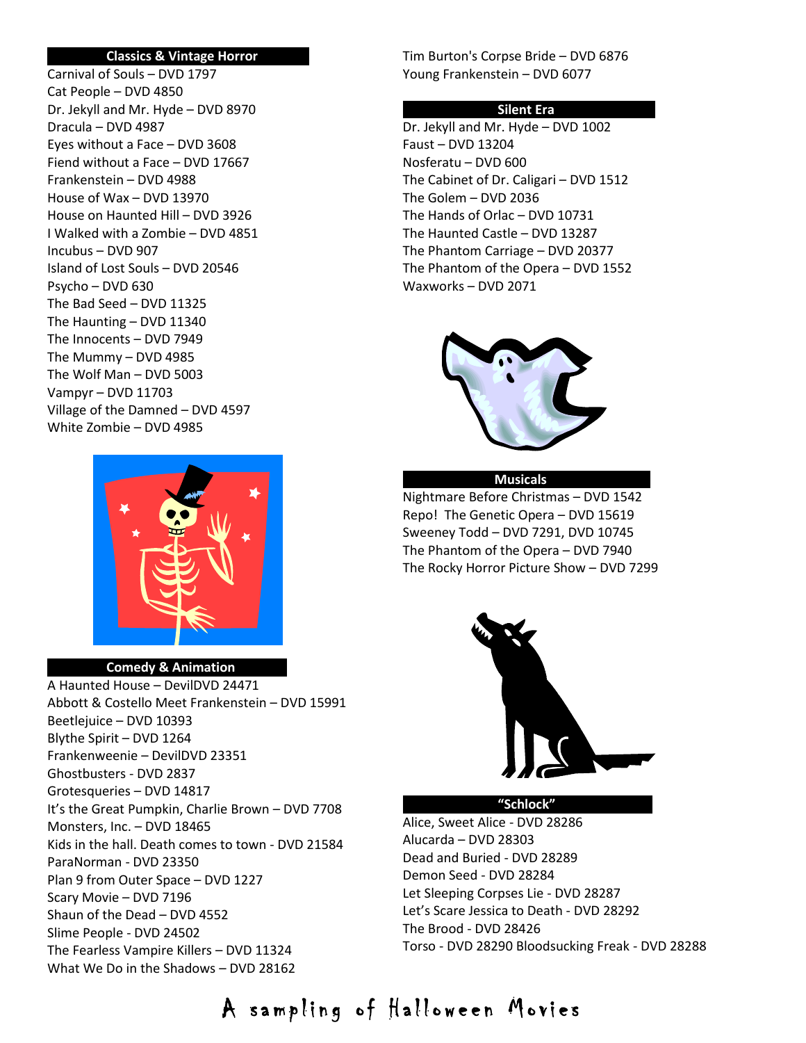## Classics & Vintage Horror

Carnival of Souls – DVD 1797
Cat People – DVD 4850
Dr. Jekyll and Mr. Hyde – DVD 8970
Dracula – DVD 4987
Eyes without a Face – DVD 3608
Fiend without a Face – DVD 17667
Frankenstein – DVD 4988
House of Wax – DVD 13970
House on Haunted Hill – DVD 3926
I Walked with a Zombie – DVD 4851
Incubus – DVD 907
Island of Lost Souls – DVD 20546
Psycho – DVD 630
The Bad Seed – DVD 11325
The Haunting – DVD 11340
The Innocents – DVD 7949
The Mummy – DVD 4985
The Wolf Man – DVD 5003
Vampyr – DVD 11703
Village of the Damned – DVD 4597
White Zombie – DVD 4985

## Comedy & Animation

A Haunted House – DevilDVD 24471
Abbott & Costello Meet Frankenstein – DVD 15991
Beetlejuice – DVD 10393
Blythe Spirit – DVD 1264
Frankenweenie – DevilDVD 23351
Ghostbusters - DVD 2837
Grotesqueries – DVD 14817
It's the Great Pumpkin, Charlie Brown – DVD 7708
Monsters, Inc. – DVD 18465
Kids in the hall. Death comes to town - DVD 21584
ParaNorman - DVD 23350
Plan 9 from Outer Space – DVD 1227
Scary Movie – DVD 7196
Shaun of the Dead – DVD 4552
Slime People - DVD 24502
The Fearless Vampire Killers – DVD 11324
What We Do in the Shadows – DVD 28162
Tim Burton's Corpse Bride – DVD 6876
Young Frankenstein – DVD 6077

## Silent Era

Dr. Jekyll and Mr. Hyde – DVD 1002
Faust – DVD 13204
Nosferatu – DVD 600
The Cabinet of Dr. Caligari – DVD 1512
The Golem – DVD 2036
The Hands of Orlac – DVD 10731
The Haunted Castle – DVD 13287
The Phantom Carriage – DVD 20377
The Phantom of the Opera – DVD 1552
Waxworks – DVD 2071

## Musicals

Nightmare Before Christmas – DVD 1542
Repo! The Genetic Opera – DVD 15619
Sweeney Todd – DVD 7291, DVD 10745
The Phantom of the Opera – DVD 7940
The Rocky Horror Picture Show – DVD 7299

## "Schlock"

Alice, Sweet Alice - DVD 28286
Alucarda – DVD 28303
Dead and Buried - DVD 28289
Demon Seed - DVD 28284
Let Sleeping Corpses Lie - DVD 28287
Let's Scare Jessica to Death - DVD 28292
The Brood - DVD 28426
Torso - DVD 28290 Bloodsucking Freak - DVD 28288

# A sampling of Halloween Movies